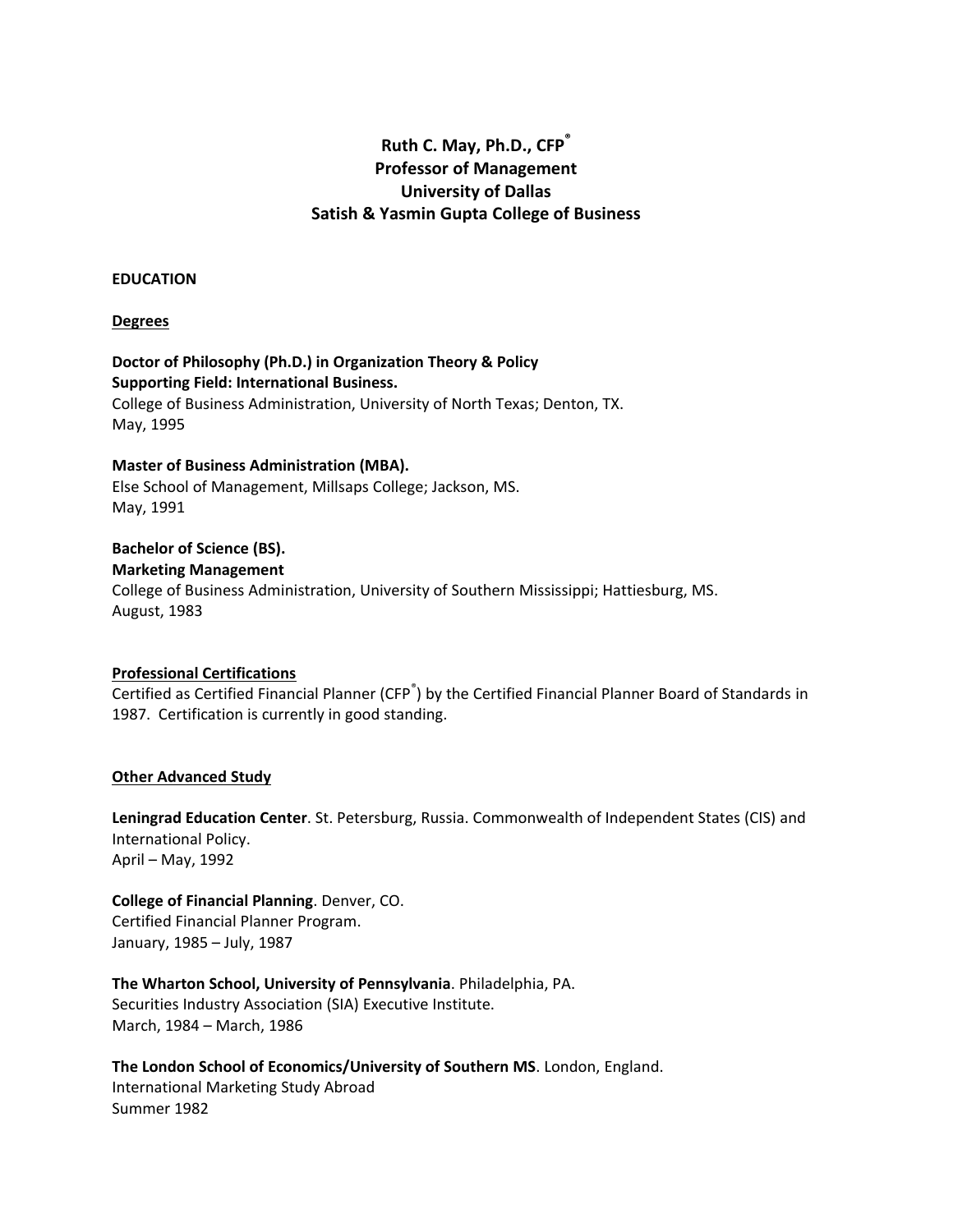# Ruth C. May, Ph.D., CFP®
## Professor of Management
## University of Dallas
## Satish & Yasmin Gupta College of Business

**EDUCATION**

**Degrees**

**Doctor of Philosophy (Ph.D.) in Organization Theory & Policy**
**Supporting Field: International Business.**
College of Business Administration, University of North Texas; Denton, TX.
May, 1995

**Master of Business Administration (MBA).**
Else School of Management, Millsaps College; Jackson, MS.
May, 1991

**Bachelor of Science (BS).**
**Marketing Management**
College of Business Administration, University of Southern Mississippi; Hattiesburg, MS.
August, 1983

**Professional Certifications**

Certified as Certified Financial Planner (CFP®) by the Certified Financial Planner Board of Standards in 1987. Certification is currently in good standing.

**Other Advanced Study**

**Leningrad Education Center**. St. Petersburg, Russia. Commonwealth of Independent States (CIS) and International Policy.
April – May, 1992

**College of Financial Planning**. Denver, CO.
Certified Financial Planner Program.
January, 1985 – July, 1987

**The Wharton School, University of Pennsylvania**. Philadelphia, PA.
Securities Industry Association (SIA) Executive Institute.
March, 1984 – March, 1986

**The London School of Economics/University of Southern MS**. London, England.
International Marketing Study Abroad
Summer 1982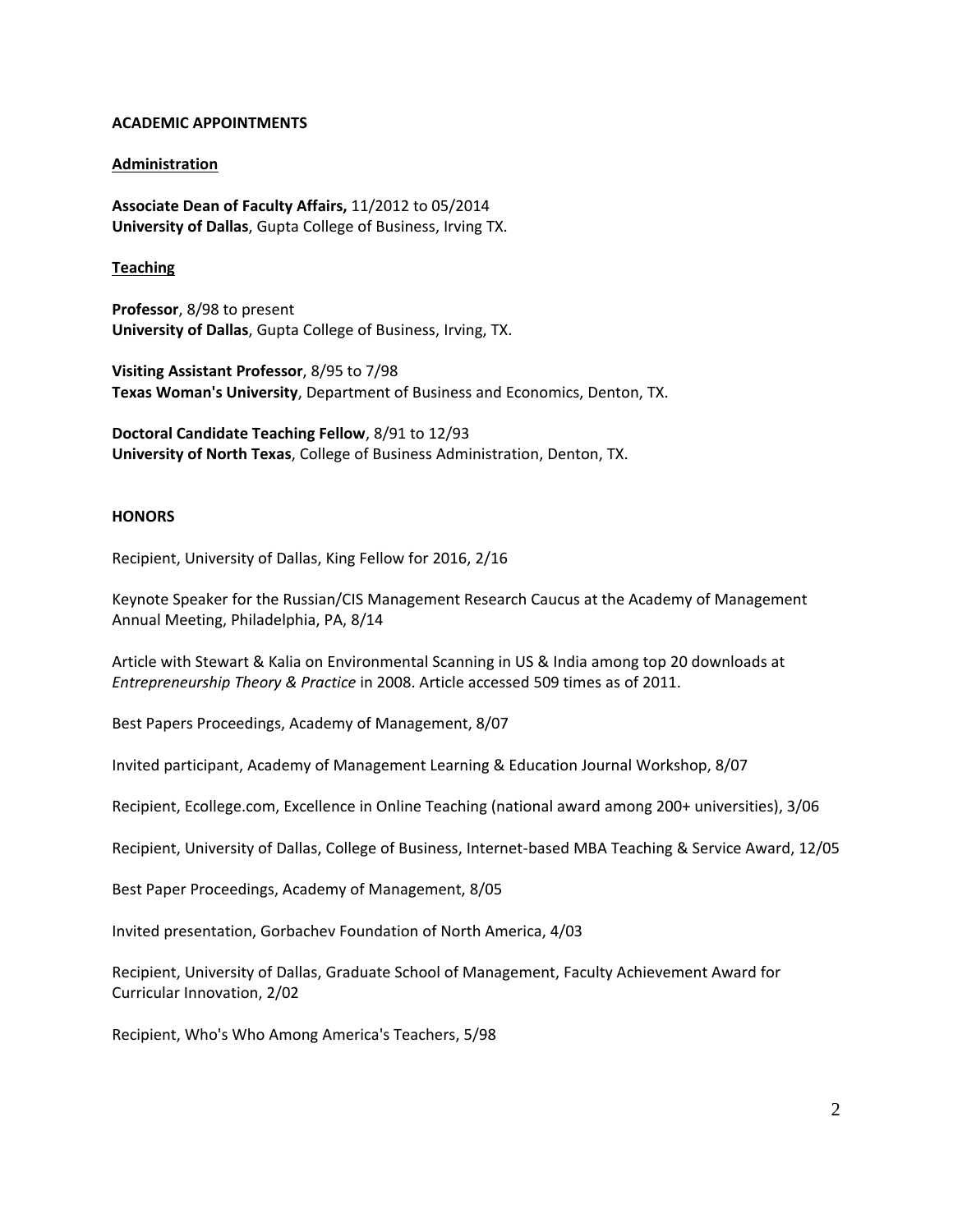## ACADEMIC APPOINTMENTS

### Administration

**Associate Dean of Faculty Affairs,** 11/2012 to 05/2014
**University of Dallas**, Gupta College of Business, Irving TX.

### Teaching

**Professor**, 8/98 to present
**University of Dallas**, Gupta College of Business, Irving, TX.

**Visiting Assistant Professor**, 8/95 to 7/98
**Texas Woman's University**, Department of Business and Economics, Denton, TX.

**Doctoral Candidate Teaching Fellow**, 8/91 to 12/93
**University of North Texas**, College of Business Administration, Denton, TX.

## HONORS

Recipient, University of Dallas, King Fellow for 2016, 2/16

Keynote Speaker for the Russian/CIS Management Research Caucus at the Academy of Management Annual Meeting, Philadelphia, PA, 8/14

Article with Stewart & Kalia on Environmental Scanning in US & India among top 20 downloads at *Entrepreneurship Theory & Practice* in 2008. Article accessed 509 times as of 2011.

Best Papers Proceedings, Academy of Management, 8/07

Invited participant, Academy of Management Learning & Education Journal Workshop, 8/07

Recipient, Ecollege.com, Excellence in Online Teaching (national award among 200+ universities), 3/06

Recipient, University of Dallas, College of Business, Internet-based MBA Teaching & Service Award, 12/05

Best Paper Proceedings, Academy of Management, 8/05

Invited presentation, Gorbachev Foundation of North America, 4/03

Recipient, University of Dallas, Graduate School of Management, Faculty Achievement Award for Curricular Innovation, 2/02

Recipient, Who's Who Among America's Teachers, 5/98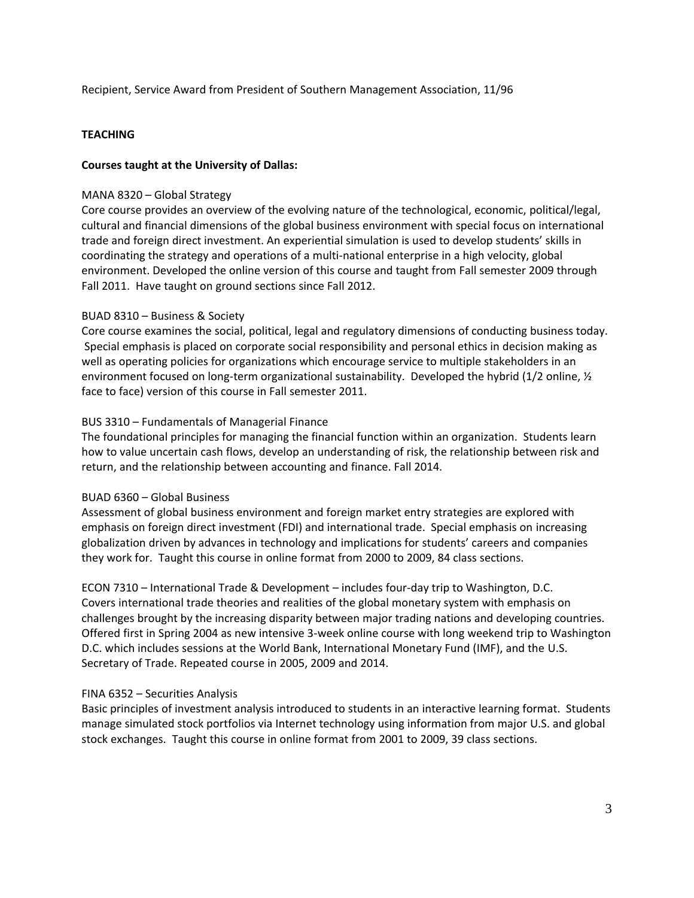Recipient, Service Award from President of Southern Management Association, 11/96

## TEACHING

### Courses taught at the University of Dallas:

MANA 8320 – Global Strategy
Core course provides an overview of the evolving nature of the technological, economic, political/legal, cultural and financial dimensions of the global business environment with special focus on international trade and foreign direct investment. An experiential simulation is used to develop students' skills in coordinating the strategy and operations of a multi-national enterprise in a high velocity, global environment. Developed the online version of this course and taught from Fall semester 2009 through Fall 2011. Have taught on ground sections since Fall 2012.

BUAD 8310 – Business & Society
Core course examines the social, political, legal and regulatory dimensions of conducting business today. Special emphasis is placed on corporate social responsibility and personal ethics in decision making as well as operating policies for organizations which encourage service to multiple stakeholders in an environment focused on long-term organizational sustainability. Developed the hybrid (1/2 online, ½ face to face) version of this course in Fall semester 2011.

BUS 3310 – Fundamentals of Managerial Finance
The foundational principles for managing the financial function within an organization. Students learn how to value uncertain cash flows, develop an understanding of risk, the relationship between risk and return, and the relationship between accounting and finance. Fall 2014.

BUAD 6360 – Global Business
Assessment of global business environment and foreign market entry strategies are explored with emphasis on foreign direct investment (FDI) and international trade. Special emphasis on increasing globalization driven by advances in technology and implications for students' careers and companies they work for. Taught this course in online format from 2000 to 2009, 84 class sections.

ECON 7310 – International Trade & Development – includes four-day trip to Washington, D.C.
Covers international trade theories and realities of the global monetary system with emphasis on challenges brought by the increasing disparity between major trading nations and developing countries. Offered first in Spring 2004 as new intensive 3-week online course with long weekend trip to Washington D.C. which includes sessions at the World Bank, International Monetary Fund (IMF), and the U.S. Secretary of Trade. Repeated course in 2005, 2009 and 2014.

FINA 6352 – Securities Analysis
Basic principles of investment analysis introduced to students in an interactive learning format. Students manage simulated stock portfolios via Internet technology using information from major U.S. and global stock exchanges. Taught this course in online format from 2001 to 2009, 39 class sections.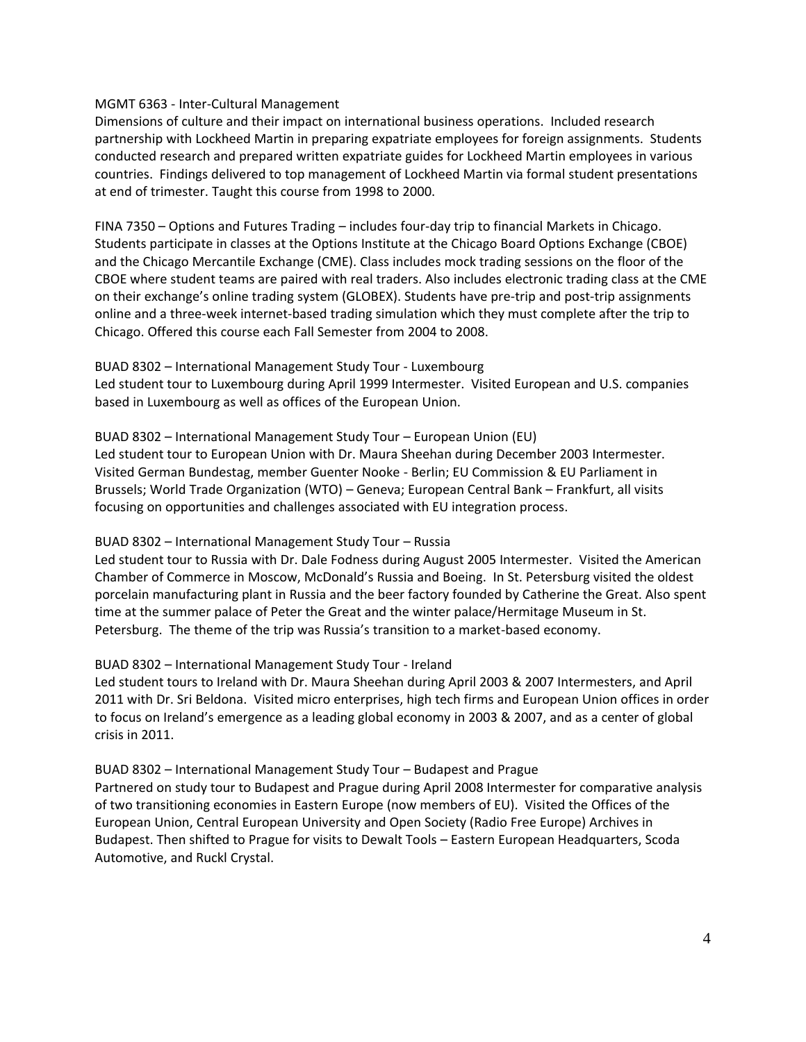MGMT 6363 - Inter-Cultural Management
Dimensions of culture and their impact on international business operations. Included research partnership with Lockheed Martin in preparing expatriate employees for foreign assignments. Students conducted research and prepared written expatriate guides for Lockheed Martin employees in various countries. Findings delivered to top management of Lockheed Martin via formal student presentations at end of trimester. Taught this course from 1998 to 2000.

FINA 7350 – Options and Futures Trading – includes four-day trip to financial Markets in Chicago. Students participate in classes at the Options Institute at the Chicago Board Options Exchange (CBOE) and the Chicago Mercantile Exchange (CME). Class includes mock trading sessions on the floor of the CBOE where student teams are paired with real traders. Also includes electronic trading class at the CME on their exchange's online trading system (GLOBEX). Students have pre-trip and post-trip assignments online and a three-week internet-based trading simulation which they must complete after the trip to Chicago. Offered this course each Fall Semester from 2004 to 2008.

BUAD 8302 – International Management Study Tour - Luxembourg
Led student tour to Luxembourg during April 1999 Intermester. Visited European and U.S. companies based in Luxembourg as well as offices of the European Union.

BUAD 8302 – International Management Study Tour – European Union (EU)
Led student tour to European Union with Dr. Maura Sheehan during December 2003 Intermester. Visited German Bundestag, member Guenter Nooke - Berlin; EU Commission & EU Parliament in Brussels; World Trade Organization (WTO) – Geneva; European Central Bank – Frankfurt, all visits focusing on opportunities and challenges associated with EU integration process.

BUAD 8302 – International Management Study Tour – Russia
Led student tour to Russia with Dr. Dale Fodness during August 2005 Intermester. Visited the American Chamber of Commerce in Moscow, McDonald's Russia and Boeing. In St. Petersburg visited the oldest porcelain manufacturing plant in Russia and the beer factory founded by Catherine the Great. Also spent time at the summer palace of Peter the Great and the winter palace/Hermitage Museum in St. Petersburg. The theme of the trip was Russia's transition to a market-based economy.

BUAD 8302 – International Management Study Tour - Ireland
Led student tours to Ireland with Dr. Maura Sheehan during April 2003 & 2007 Intermesters, and April 2011 with Dr. Sri Beldona. Visited micro enterprises, high tech firms and European Union offices in order to focus on Ireland's emergence as a leading global economy in 2003 & 2007, and as a center of global crisis in 2011.

BUAD 8302 – International Management Study Tour – Budapest and Prague
Partnered on study tour to Budapest and Prague during April 2008 Intermester for comparative analysis of two transitioning economies in Eastern Europe (now members of EU). Visited the Offices of the European Union, Central European University and Open Society (Radio Free Europe) Archives in Budapest. Then shifted to Prague for visits to Dewalt Tools – Eastern European Headquarters, Scoda Automotive, and Ruckl Crystal.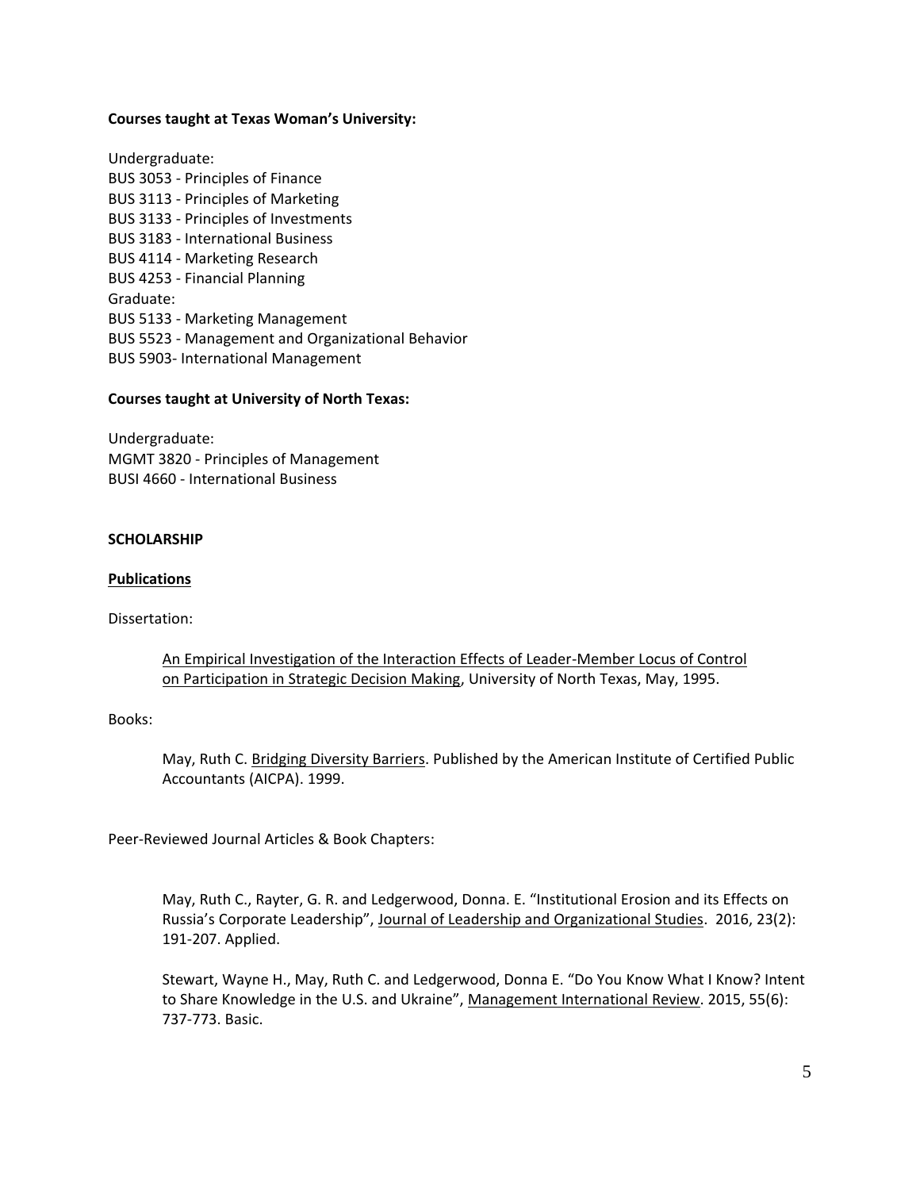**Courses taught at Texas Woman's University:**

Undergraduate:
BUS 3053 - Principles of Finance
BUS 3113 - Principles of Marketing
BUS 3133 - Principles of Investments
BUS 3183 - International Business
BUS 4114 - Marketing Research
BUS 4253 - Financial Planning
Graduate:
BUS 5133 - Marketing Management
BUS 5523 - Management and Organizational Behavior
BUS 5903- International Management

**Courses taught at University of North Texas:**

Undergraduate:
MGMT 3820 - Principles of Management
BUSI 4660 - International Business

**SCHOLARSHIP**

**Publications**

Dissertation:

> An Empirical Investigation of the Interaction Effects of Leader-Member Locus of Control on Participation in Strategic Decision Making, University of North Texas, May, 1995.

Books:

> May, Ruth C. Bridging Diversity Barriers. Published by the American Institute of Certified Public Accountants (AICPA). 1999.

Peer-Reviewed Journal Articles & Book Chapters:

> May, Ruth C., Rayter, G. R. and Ledgerwood, Donna. E. "Institutional Erosion and its Effects on Russia's Corporate Leadership", Journal of Leadership and Organizational Studies. 2016, 23(2): 191-207. Applied.
>
> Stewart, Wayne H., May, Ruth C. and Ledgerwood, Donna E. "Do You Know What I Know? Intent to Share Knowledge in the U.S. and Ukraine", Management International Review. 2015, 55(6): 737-773. Basic.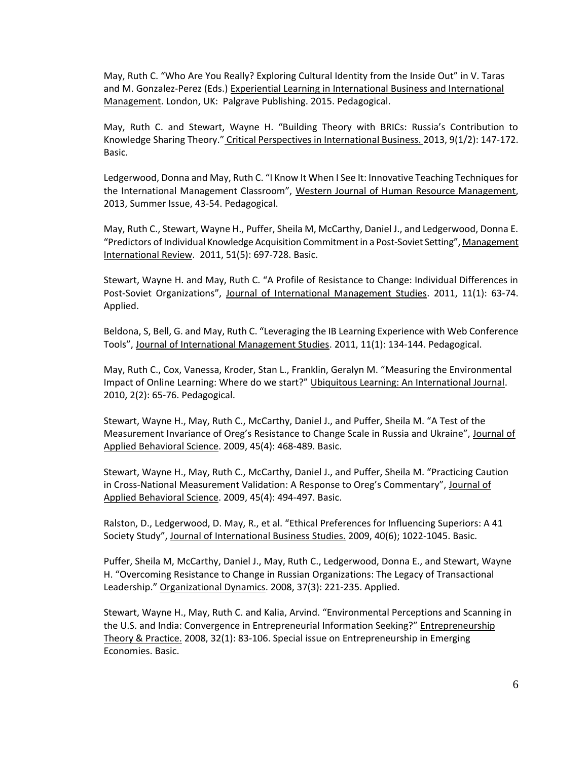May, Ruth C. "Who Are You Really? Exploring Cultural Identity from the Inside Out" in V. Taras and M. Gonzalez-Perez (Eds.) Experiential Learning in International Business and International Management. London, UK: Palgrave Publishing. 2015. Pedagogical.

May, Ruth C. and Stewart, Wayne H. "Building Theory with BRICs: Russia's Contribution to Knowledge Sharing Theory." Critical Perspectives in International Business. 2013, 9(1/2): 147-172. Basic.

Ledgerwood, Donna and May, Ruth C. "I Know It When I See It: Innovative Teaching Techniques for the International Management Classroom", Western Journal of Human Resource Management, 2013, Summer Issue, 43-54. Pedagogical.

May, Ruth C., Stewart, Wayne H., Puffer, Sheila M, McCarthy, Daniel J., and Ledgerwood, Donna E. "Predictors of Individual Knowledge Acquisition Commitment in a Post-Soviet Setting", Management International Review. 2011, 51(5): 697-728. Basic.

Stewart, Wayne H. and May, Ruth C. "A Profile of Resistance to Change: Individual Differences in Post-Soviet Organizations", Journal of International Management Studies. 2011, 11(1): 63-74. Applied.

Beldona, S, Bell, G. and May, Ruth C. "Leveraging the IB Learning Experience with Web Conference Tools", Journal of International Management Studies. 2011, 11(1): 134-144. Pedagogical.

May, Ruth C., Cox, Vanessa, Kroder, Stan L., Franklin, Geralyn M. "Measuring the Environmental Impact of Online Learning: Where do we start?" Ubiquitous Learning: An International Journal. 2010, 2(2): 65-76. Pedagogical.

Stewart, Wayne H., May, Ruth C., McCarthy, Daniel J., and Puffer, Sheila M. "A Test of the Measurement Invariance of Oreg's Resistance to Change Scale in Russia and Ukraine", Journal of Applied Behavioral Science. 2009, 45(4): 468-489. Basic.

Stewart, Wayne H., May, Ruth C., McCarthy, Daniel J., and Puffer, Sheila M. "Practicing Caution in Cross-National Measurement Validation: A Response to Oreg's Commentary", Journal of Applied Behavioral Science. 2009, 45(4): 494-497. Basic.

Ralston, D., Ledgerwood, D. May, R., et al. "Ethical Preferences for Influencing Superiors: A 41 Society Study", Journal of International Business Studies. 2009, 40(6); 1022-1045. Basic.

Puffer, Sheila M, McCarthy, Daniel J., May, Ruth C., Ledgerwood, Donna E., and Stewart, Wayne H. "Overcoming Resistance to Change in Russian Organizations: The Legacy of Transactional Leadership." Organizational Dynamics. 2008, 37(3): 221-235. Applied.

Stewart, Wayne H., May, Ruth C. and Kalia, Arvind. "Environmental Perceptions and Scanning in the U.S. and India: Convergence in Entrepreneurial Information Seeking?" Entrepreneurship Theory & Practice. 2008, 32(1): 83-106. Special issue on Entrepreneurship in Emerging Economies. Basic.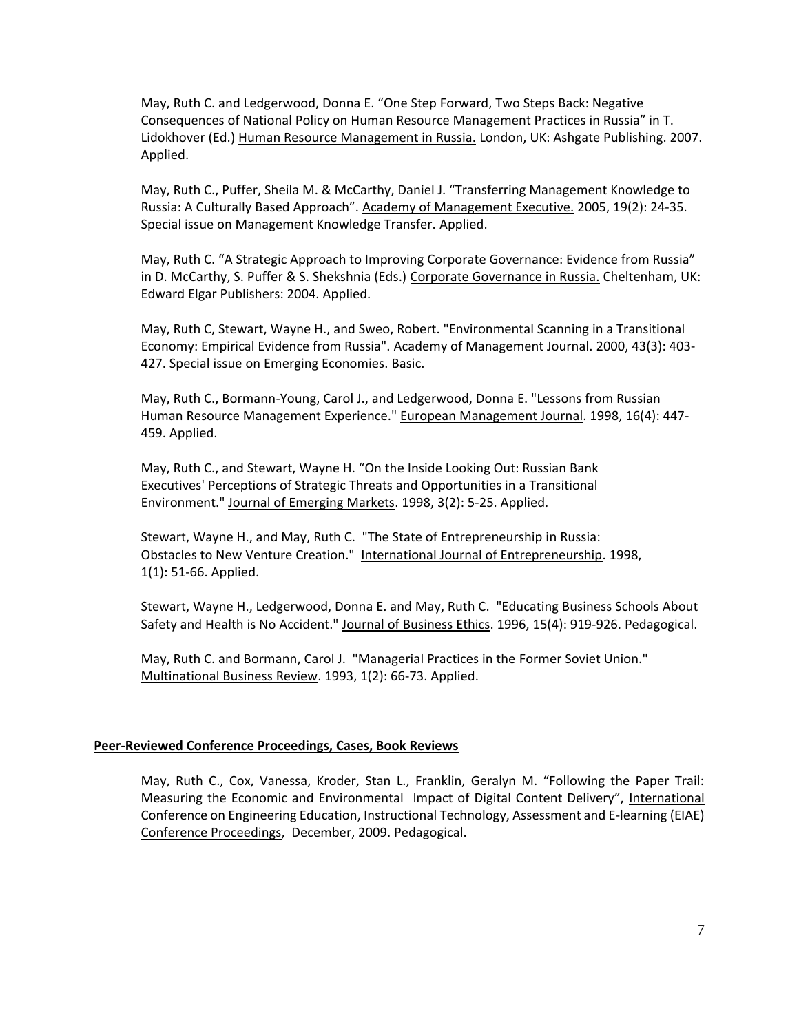May, Ruth C. and Ledgerwood, Donna E. "One Step Forward, Two Steps Back: Negative Consequences of National Policy on Human Resource Management Practices in Russia" in T. Lidokhover (Ed.) <u>Human Resource Management in Russia.</u> London, UK: Ashgate Publishing. 2007. Applied.

May, Ruth C., Puffer, Sheila M. & McCarthy, Daniel J. "Transferring Management Knowledge to Russia: A Culturally Based Approach". <u>Academy of Management Executive.</u> 2005, 19(2): 24-35. Special issue on Management Knowledge Transfer. Applied.

May, Ruth C. "A Strategic Approach to Improving Corporate Governance: Evidence from Russia" in D. McCarthy, S. Puffer & S. Shekshnia (Eds.) <u>Corporate Governance in Russia.</u> Cheltenham, UK: Edward Elgar Publishers: 2004. Applied.

May, Ruth C, Stewart, Wayne H., and Sweo, Robert. "Environmental Scanning in a Transitional Economy: Empirical Evidence from Russia". <u>Academy of Management Journal.</u> 2000, 43(3): 403-427. Special issue on Emerging Economies. Basic.

May, Ruth C., Bormann-Young, Carol J., and Ledgerwood, Donna E. "Lessons from Russian Human Resource Management Experience." <u>European Management Journal</u>. 1998, 16(4): 447-459. Applied.

May, Ruth C., and Stewart, Wayne H. "On the Inside Looking Out: Russian Bank Executives' Perceptions of Strategic Threats and Opportunities in a Transitional Environment." <u>Journal of Emerging Markets</u>. 1998, 3(2): 5-25. Applied.

Stewart, Wayne H., and May, Ruth C. "The State of Entrepreneurship in Russia: Obstacles to New Venture Creation." <u>International Journal of Entrepreneurship</u>. 1998, 1(1): 51-66. Applied.

Stewart, Wayne H., Ledgerwood, Donna E. and May, Ruth C. "Educating Business Schools About Safety and Health is No Accident." <u>Journal of Business Ethics</u>. 1996, 15(4): 919-926. Pedagogical.

May, Ruth C. and Bormann, Carol J. "Managerial Practices in the Former Soviet Union." <u>Multinational Business Review</u>. 1993, 1(2): 66-73. Applied.

**<u>Peer-Reviewed Conference Proceedings, Cases, Book Reviews</u>**

May, Ruth C., Cox, Vanessa, Kroder, Stan L., Franklin, Geralyn M. "Following the Paper Trail: Measuring the Economic and Environmental Impact of Digital Content Delivery", <u>International Conference on Engineering Education, Instructional Technology, Assessment and E-learning (EIAE) Conference Proceedings</u>, December, 2009. Pedagogical.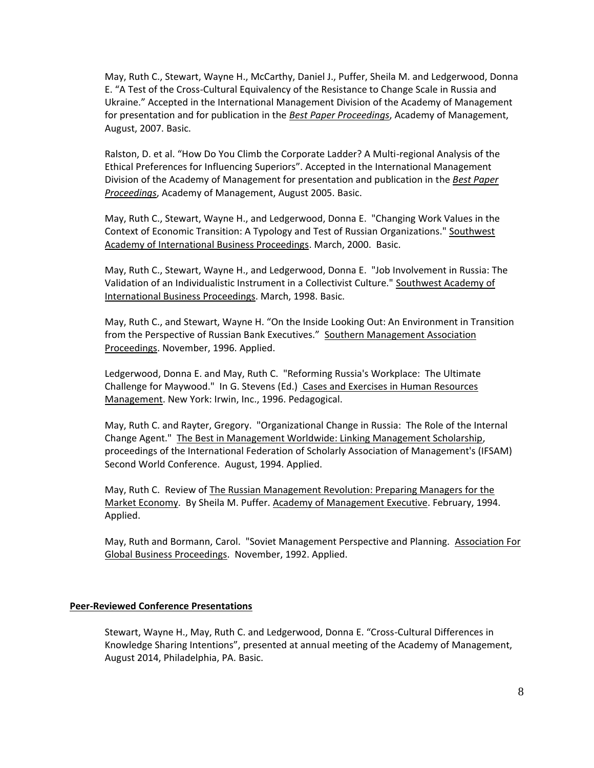May, Ruth C., Stewart, Wayne H., McCarthy, Daniel J., Puffer, Sheila M. and Ledgerwood, Donna E. "A Test of the Cross-Cultural Equivalency of the Resistance to Change Scale in Russia and Ukraine." Accepted in the International Management Division of the Academy of Management for presentation and for publication in the ***Best Paper Proceedings***, Academy of Management, August, 2007. Basic.

Ralston, D. et al. "How Do You Climb the Corporate Ladder? A Multi-regional Analysis of the Ethical Preferences for Influencing Superiors". Accepted in the International Management Division of the Academy of Management for presentation and publication in the ***Best Paper Proceedings***, Academy of Management, August 2005. Basic.

May, Ruth C., Stewart, Wayne H., and Ledgerwood, Donna E. "Changing Work Values in the Context of Economic Transition: A Typology and Test of Russian Organizations." Southwest Academy of International Business Proceedings. March, 2000. Basic.

May, Ruth C., Stewart, Wayne H., and Ledgerwood, Donna E. "Job Involvement in Russia: The Validation of an Individualistic Instrument in a Collectivist Culture." Southwest Academy of International Business Proceedings. March, 1998. Basic.

May, Ruth C., and Stewart, Wayne H. "On the Inside Looking Out: An Environment in Transition from the Perspective of Russian Bank Executives." Southern Management Association Proceedings. November, 1996. Applied.

Ledgerwood, Donna E. and May, Ruth C. "Reforming Russia's Workplace: The Ultimate Challenge for Maywood." In G. Stevens (Ed.) Cases and Exercises in Human Resources Management. New York: Irwin, Inc., 1996. Pedagogical.

May, Ruth C. and Rayter, Gregory. "Organizational Change in Russia: The Role of the Internal Change Agent." The Best in Management Worldwide: Linking Management Scholarship, proceedings of the International Federation of Scholarly Association of Management's (IFSAM) Second World Conference. August, 1994. Applied.

May, Ruth C. Review of The Russian Management Revolution: Preparing Managers for the Market Economy. By Sheila M. Puffer. Academy of Management Executive. February, 1994. Applied.

May, Ruth and Bormann, Carol. "Soviet Management Perspective and Planning. Association For Global Business Proceedings. November, 1992. Applied.

**Peer-Reviewed Conference Presentations**

Stewart, Wayne H., May, Ruth C. and Ledgerwood, Donna E. "Cross-Cultural Differences in Knowledge Sharing Intentions", presented at annual meeting of the Academy of Management, August 2014, Philadelphia, PA. Basic.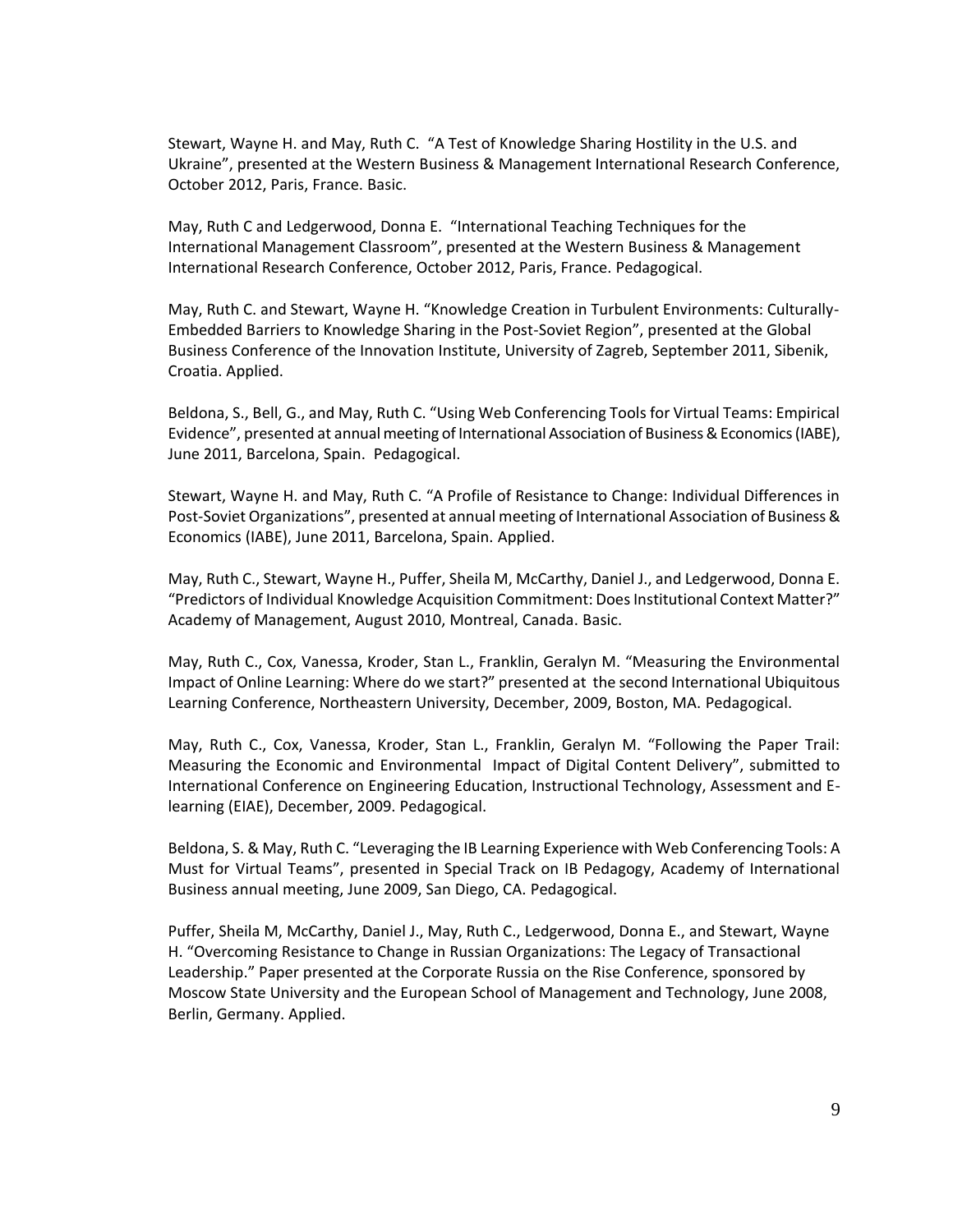Stewart, Wayne H. and May, Ruth C. "A Test of Knowledge Sharing Hostility in the U.S. and Ukraine", presented at the Western Business & Management International Research Conference, October 2012, Paris, France. Basic.

May, Ruth C and Ledgerwood, Donna E. "International Teaching Techniques for the International Management Classroom", presented at the Western Business & Management International Research Conference, October 2012, Paris, France. Pedagogical.

May, Ruth C. and Stewart, Wayne H. "Knowledge Creation in Turbulent Environments: Culturally-Embedded Barriers to Knowledge Sharing in the Post-Soviet Region", presented at the Global Business Conference of the Innovation Institute, University of Zagreb, September 2011, Sibenik, Croatia. Applied.

Beldona, S., Bell, G., and May, Ruth C. "Using Web Conferencing Tools for Virtual Teams: Empirical Evidence", presented at annual meeting of International Association of Business & Economics (IABE), June 2011, Barcelona, Spain. Pedagogical.

Stewart, Wayne H. and May, Ruth C. "A Profile of Resistance to Change: Individual Differences in Post-Soviet Organizations", presented at annual meeting of International Association of Business & Economics (IABE), June 2011, Barcelona, Spain. Applied.

May, Ruth C., Stewart, Wayne H., Puffer, Sheila M, McCarthy, Daniel J., and Ledgerwood, Donna E. "Predictors of Individual Knowledge Acquisition Commitment: Does Institutional Context Matter?" Academy of Management, August 2010, Montreal, Canada. Basic.

May, Ruth C., Cox, Vanessa, Kroder, Stan L., Franklin, Geralyn M. "Measuring the Environmental Impact of Online Learning: Where do we start?" presented at the second International Ubiquitous Learning Conference, Northeastern University, December, 2009, Boston, MA. Pedagogical.

May, Ruth C., Cox, Vanessa, Kroder, Stan L., Franklin, Geralyn M. "Following the Paper Trail: Measuring the Economic and Environmental Impact of Digital Content Delivery", submitted to International Conference on Engineering Education, Instructional Technology, Assessment and E-learning (EIAE), December, 2009. Pedagogical.

Beldona, S. & May, Ruth C. "Leveraging the IB Learning Experience with Web Conferencing Tools: A Must for Virtual Teams", presented in Special Track on IB Pedagogy, Academy of International Business annual meeting, June 2009, San Diego, CA. Pedagogical.

Puffer, Sheila M, McCarthy, Daniel J., May, Ruth C., Ledgerwood, Donna E., and Stewart, Wayne H. "Overcoming Resistance to Change in Russian Organizations: The Legacy of Transactional Leadership." Paper presented at the Corporate Russia on the Rise Conference, sponsored by Moscow State University and the European School of Management and Technology, June 2008, Berlin, Germany. Applied.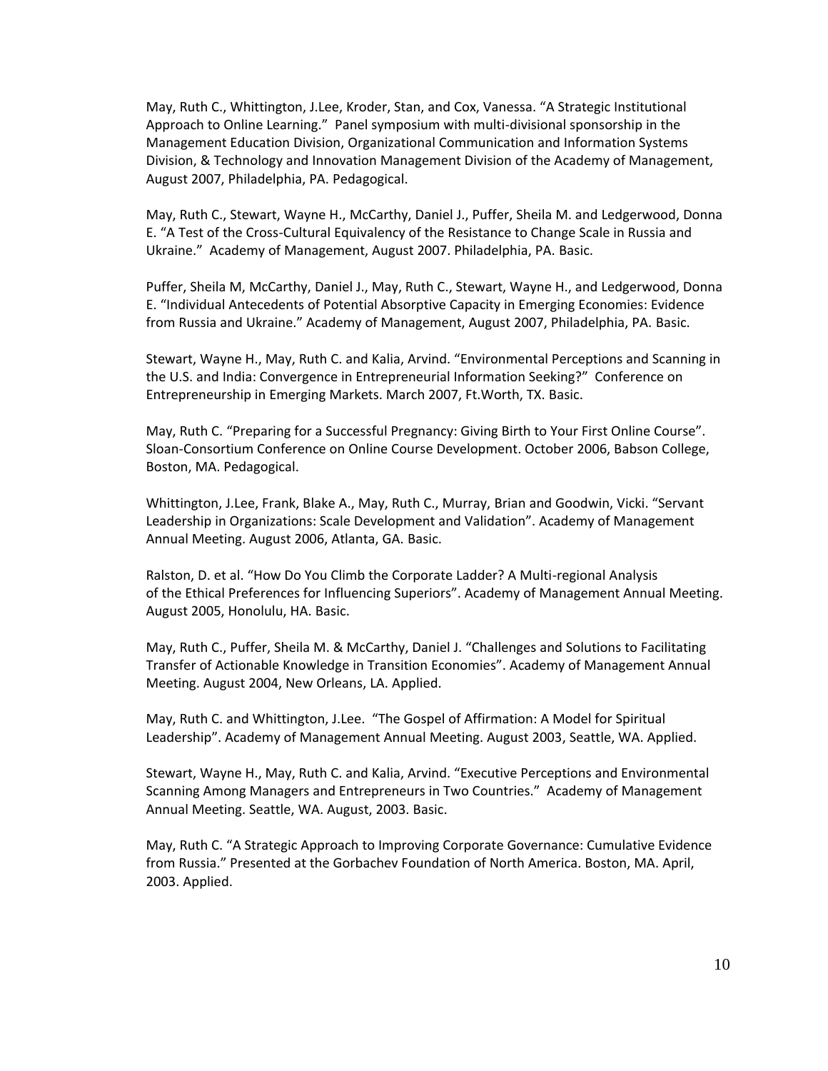May, Ruth C., Whittington, J.Lee, Kroder, Stan, and Cox, Vanessa. "A Strategic Institutional Approach to Online Learning." Panel symposium with multi-divisional sponsorship in the Management Education Division, Organizational Communication and Information Systems Division, & Technology and Innovation Management Division of the Academy of Management, August 2007, Philadelphia, PA. Pedagogical.

May, Ruth C., Stewart, Wayne H., McCarthy, Daniel J., Puffer, Sheila M. and Ledgerwood, Donna E. "A Test of the Cross-Cultural Equivalency of the Resistance to Change Scale in Russia and Ukraine." Academy of Management, August 2007. Philadelphia, PA. Basic.

Puffer, Sheila M, McCarthy, Daniel J., May, Ruth C., Stewart, Wayne H., and Ledgerwood, Donna E. "Individual Antecedents of Potential Absorptive Capacity in Emerging Economies: Evidence from Russia and Ukraine." Academy of Management, August 2007, Philadelphia, PA. Basic.

Stewart, Wayne H., May, Ruth C. and Kalia, Arvind. "Environmental Perceptions and Scanning in the U.S. and India: Convergence in Entrepreneurial Information Seeking?" Conference on Entrepreneurship in Emerging Markets. March 2007, Ft.Worth, TX. Basic.

May, Ruth C. "Preparing for a Successful Pregnancy: Giving Birth to Your First Online Course". Sloan-Consortium Conference on Online Course Development. October 2006, Babson College, Boston, MA. Pedagogical.

Whittington, J.Lee, Frank, Blake A., May, Ruth C., Murray, Brian and Goodwin, Vicki. "Servant Leadership in Organizations: Scale Development and Validation". Academy of Management Annual Meeting. August 2006, Atlanta, GA. Basic.

Ralston, D. et al. "How Do You Climb the Corporate Ladder? A Multi-regional Analysis of the Ethical Preferences for Influencing Superiors". Academy of Management Annual Meeting. August 2005, Honolulu, HA. Basic.

May, Ruth C., Puffer, Sheila M. & McCarthy, Daniel J. "Challenges and Solutions to Facilitating Transfer of Actionable Knowledge in Transition Economies". Academy of Management Annual Meeting. August 2004, New Orleans, LA. Applied.

May, Ruth C. and Whittington, J.Lee. "The Gospel of Affirmation: A Model for Spiritual Leadership". Academy of Management Annual Meeting. August 2003, Seattle, WA. Applied.

Stewart, Wayne H., May, Ruth C. and Kalia, Arvind. "Executive Perceptions and Environmental Scanning Among Managers and Entrepreneurs in Two Countries." Academy of Management Annual Meeting. Seattle, WA. August, 2003. Basic.

May, Ruth C. "A Strategic Approach to Improving Corporate Governance: Cumulative Evidence from Russia." Presented at the Gorbachev Foundation of North America. Boston, MA. April, 2003. Applied.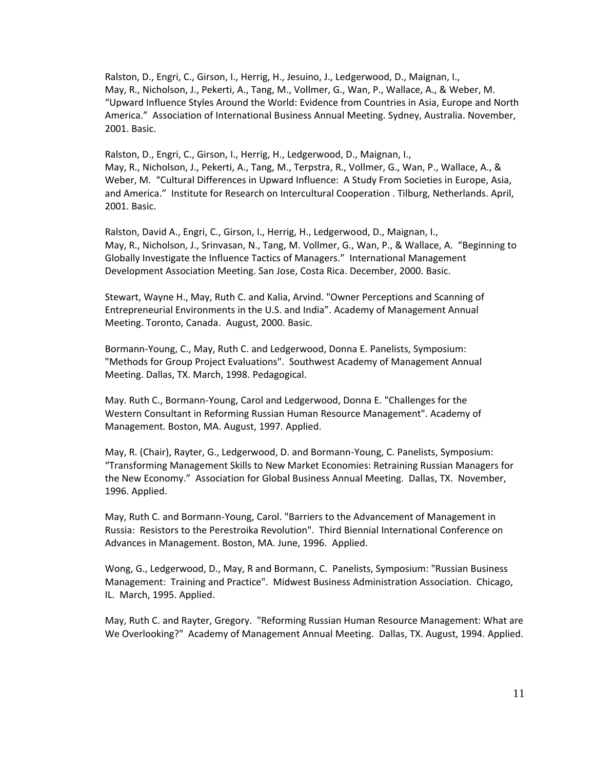Ralston, D., Engri, C., Girson, I., Herrig, H., Jesuino, J., Ledgerwood, D., Maignan, I., May, R., Nicholson, J., Pekerti, A., Tang, M., Vollmer, G., Wan, P., Wallace, A., & Weber, M. "Upward Influence Styles Around the World: Evidence from Countries in Asia, Europe and North America." Association of International Business Annual Meeting. Sydney, Australia. November, 2001. Basic.

Ralston, D., Engri, C., Girson, I., Herrig, H., Ledgerwood, D., Maignan, I., May, R., Nicholson, J., Pekerti, A., Tang, M., Terpstra, R., Vollmer, G., Wan, P., Wallace, A., & Weber, M. "Cultural Differences in Upward Influence: A Study From Societies in Europe, Asia, and America." Institute for Research on Intercultural Cooperation . Tilburg, Netherlands. April, 2001. Basic.

Ralston, David A., Engri, C., Girson, I., Herrig, H., Ledgerwood, D., Maignan, I., May, R., Nicholson, J., Srinvasan, N., Tang, M. Vollmer, G., Wan, P., & Wallace, A. "Beginning to Globally Investigate the Influence Tactics of Managers." International Management Development Association Meeting. San Jose, Costa Rica. December, 2000. Basic.

Stewart, Wayne H., May, Ruth C. and Kalia, Arvind. "Owner Perceptions and Scanning of Entrepreneurial Environments in the U.S. and India". Academy of Management Annual Meeting. Toronto, Canada. August, 2000. Basic.

Bormann-Young, C., May, Ruth C. and Ledgerwood, Donna E. Panelists, Symposium: "Methods for Group Project Evaluations". Southwest Academy of Management Annual Meeting. Dallas, TX. March, 1998. Pedagogical.

May. Ruth C., Bormann-Young, Carol and Ledgerwood, Donna E. "Challenges for the Western Consultant in Reforming Russian Human Resource Management". Academy of Management. Boston, MA. August, 1997. Applied.

May, R. (Chair), Rayter, G., Ledgerwood, D. and Bormann-Young, C. Panelists, Symposium: "Transforming Management Skills to New Market Economies: Retraining Russian Managers for the New Economy." Association for Global Business Annual Meeting. Dallas, TX. November, 1996. Applied.

May, Ruth C. and Bormann-Young, Carol. "Barriers to the Advancement of Management in Russia: Resistors to the Perestroika Revolution". Third Biennial International Conference on Advances in Management. Boston, MA. June, 1996. Applied.

Wong, G., Ledgerwood, D., May, R and Bormann, C. Panelists, Symposium: "Russian Business Management: Training and Practice". Midwest Business Administration Association. Chicago, IL. March, 1995. Applied.

May, Ruth C. and Rayter, Gregory. "Reforming Russian Human Resource Management: What are We Overlooking?" Academy of Management Annual Meeting. Dallas, TX. August, 1994. Applied.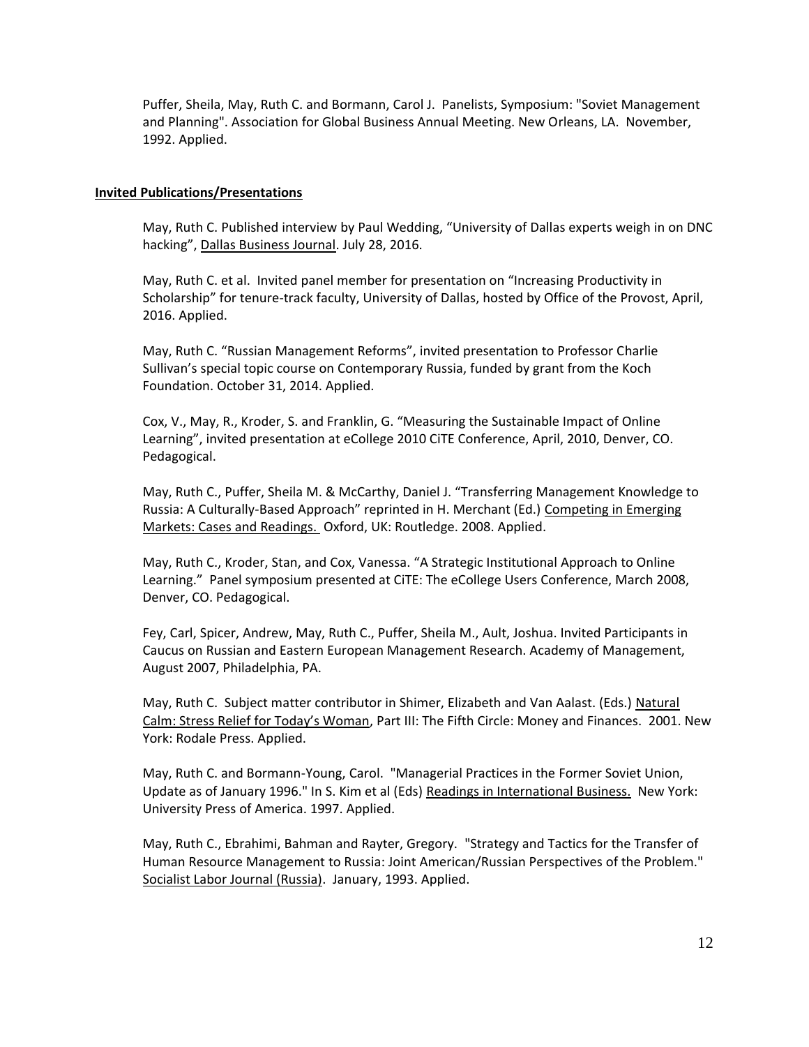Puffer, Sheila, May, Ruth C. and Bormann, Carol J. Panelists, Symposium: "Soviet Management and Planning". Association for Global Business Annual Meeting. New Orleans, LA. November, 1992. Applied.

**Invited Publications/Presentations**

May, Ruth C. Published interview by Paul Wedding, "University of Dallas experts weigh in on DNC hacking", Dallas Business Journal. July 28, 2016.

May, Ruth C. et al. Invited panel member for presentation on "Increasing Productivity in Scholarship" for tenure-track faculty, University of Dallas, hosted by Office of the Provost, April, 2016. Applied.

May, Ruth C. "Russian Management Reforms", invited presentation to Professor Charlie Sullivan's special topic course on Contemporary Russia, funded by grant from the Koch Foundation. October 31, 2014. Applied.

Cox, V., May, R., Kroder, S. and Franklin, G. "Measuring the Sustainable Impact of Online Learning", invited presentation at eCollege 2010 CiTE Conference, April, 2010, Denver, CO. Pedagogical.

May, Ruth C., Puffer, Sheila M. & McCarthy, Daniel J. "Transferring Management Knowledge to Russia: A Culturally-Based Approach" reprinted in H. Merchant (Ed.) Competing in Emerging Markets: Cases and Readings. Oxford, UK: Routledge. 2008. Applied.

May, Ruth C., Kroder, Stan, and Cox, Vanessa. "A Strategic Institutional Approach to Online Learning." Panel symposium presented at CiTE: The eCollege Users Conference, March 2008, Denver, CO. Pedagogical.

Fey, Carl, Spicer, Andrew, May, Ruth C., Puffer, Sheila M., Ault, Joshua. Invited Participants in Caucus on Russian and Eastern European Management Research. Academy of Management, August 2007, Philadelphia, PA.

May, Ruth C. Subject matter contributor in Shimer, Elizabeth and Van Aalast. (Eds.) Natural Calm: Stress Relief for Today's Woman, Part III: The Fifth Circle: Money and Finances. 2001. New York: Rodale Press. Applied.

May, Ruth C. and Bormann-Young, Carol. "Managerial Practices in the Former Soviet Union, Update as of January 1996." In S. Kim et al (Eds) Readings in International Business. New York: University Press of America. 1997. Applied.

May, Ruth C., Ebrahimi, Bahman and Rayter, Gregory. "Strategy and Tactics for the Transfer of Human Resource Management to Russia: Joint American/Russian Perspectives of the Problem." Socialist Labor Journal (Russia). January, 1993. Applied.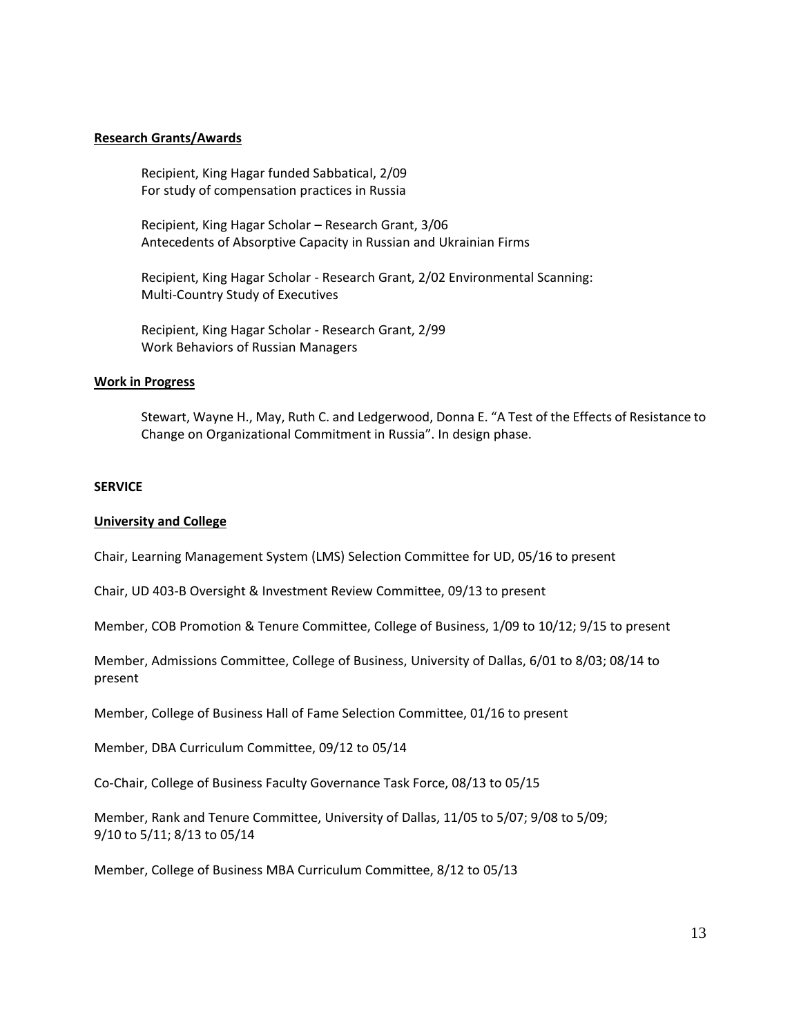**Research Grants/Awards**

Recipient, King Hagar funded Sabbatical, 2/09
For study of compensation practices in Russia

Recipient, King Hagar Scholar – Research Grant, 3/06
Antecedents of Absorptive Capacity in Russian and Ukrainian Firms

Recipient, King Hagar Scholar - Research Grant, 2/02 Environmental Scanning:
Multi-Country Study of Executives

Recipient, King Hagar Scholar - Research Grant, 2/99
Work Behaviors of Russian Managers

**Work in Progress**

Stewart, Wayne H., May, Ruth C. and Ledgerwood, Donna E. "A Test of the Effects of Resistance to Change on Organizational Commitment in Russia". In design phase.

**SERVICE**

**University and College**

Chair, Learning Management System (LMS) Selection Committee for UD, 05/16 to present

Chair, UD 403-B Oversight & Investment Review Committee, 09/13 to present

Member, COB Promotion & Tenure Committee, College of Business, 1/09 to 10/12; 9/15 to present

Member, Admissions Committee, College of Business, University of Dallas, 6/01 to 8/03; 08/14 to present

Member, College of Business Hall of Fame Selection Committee, 01/16 to present

Member, DBA Curriculum Committee, 09/12 to 05/14

Co-Chair, College of Business Faculty Governance Task Force, 08/13 to 05/15

Member, Rank and Tenure Committee, University of Dallas, 11/05 to 5/07; 9/08 to 5/09; 9/10 to 5/11; 8/13 to 05/14

Member, College of Business MBA Curriculum Committee, 8/12 to 05/13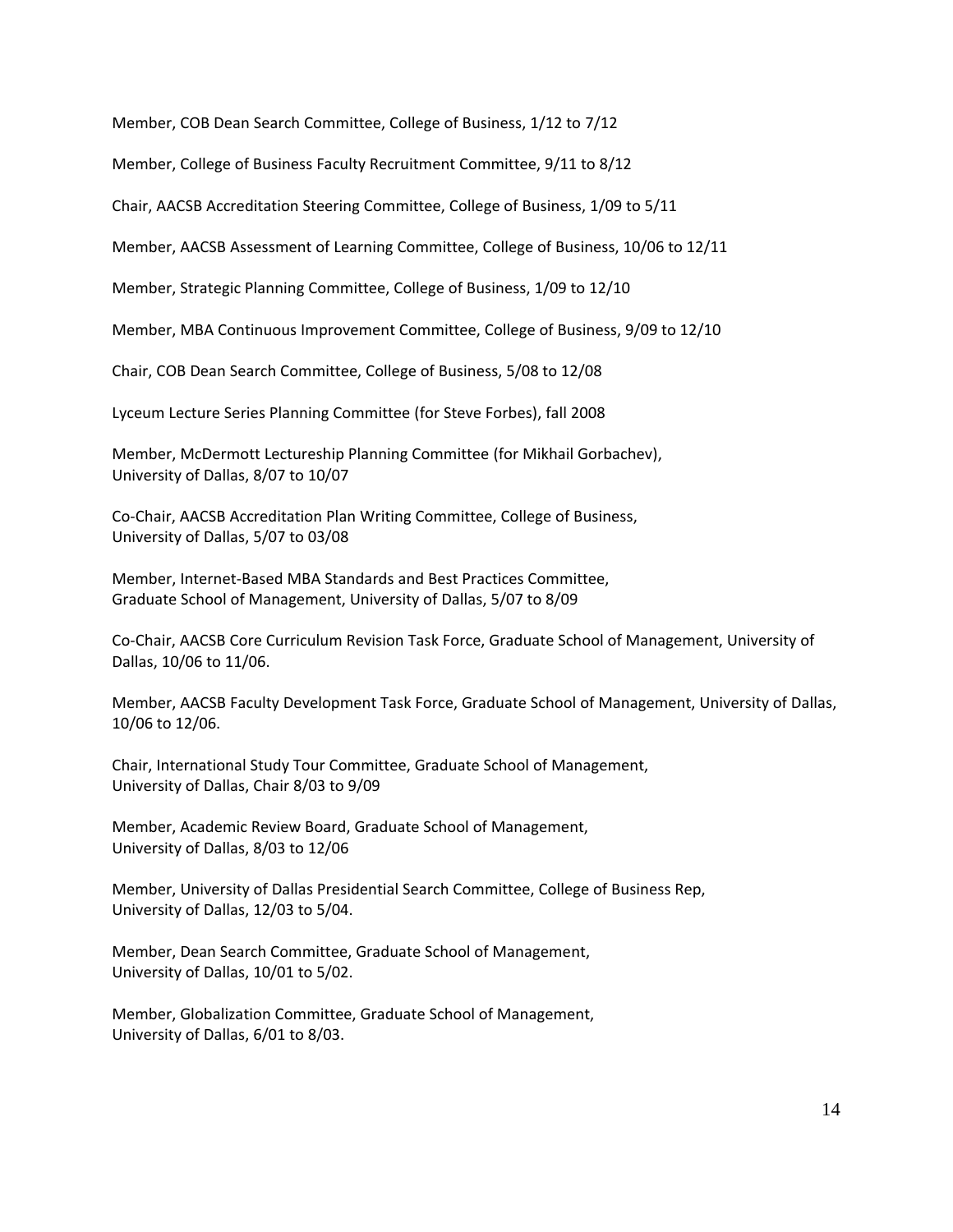Member, COB Dean Search Committee, College of Business, 1/12 to 7/12

Member, College of Business Faculty Recruitment Committee, 9/11 to 8/12

Chair, AACSB Accreditation Steering Committee, College of Business, 1/09 to 5/11

Member, AACSB Assessment of Learning Committee, College of Business, 10/06 to 12/11

Member, Strategic Planning Committee, College of Business, 1/09 to 12/10

Member, MBA Continuous Improvement Committee, College of Business, 9/09 to 12/10

Chair, COB Dean Search Committee, College of Business, 5/08 to 12/08

Lyceum Lecture Series Planning Committee (for Steve Forbes), fall 2008

Member, McDermott Lectureship Planning Committee (for Mikhail Gorbachev),
University of Dallas, 8/07 to 10/07

Co-Chair, AACSB Accreditation Plan Writing Committee, College of Business,
University of Dallas, 5/07 to 03/08

Member, Internet-Based MBA Standards and Best Practices Committee,
Graduate School of Management, University of Dallas, 5/07 to 8/09

Co-Chair, AACSB Core Curriculum Revision Task Force, Graduate School of Management, University of Dallas, 10/06 to 11/06.

Member, AACSB Faculty Development Task Force, Graduate School of Management, University of Dallas, 10/06 to 12/06.

Chair, International Study Tour Committee, Graduate School of Management,
University of Dallas, Chair 8/03 to 9/09

Member, Academic Review Board, Graduate School of Management,
University of Dallas, 8/03 to 12/06

Member, University of Dallas Presidential Search Committee, College of Business Rep,
University of Dallas, 12/03 to 5/04.

Member, Dean Search Committee, Graduate School of Management,
University of Dallas, 10/01 to 5/02.

Member, Globalization Committee, Graduate School of Management,
University of Dallas, 6/01 to 8/03.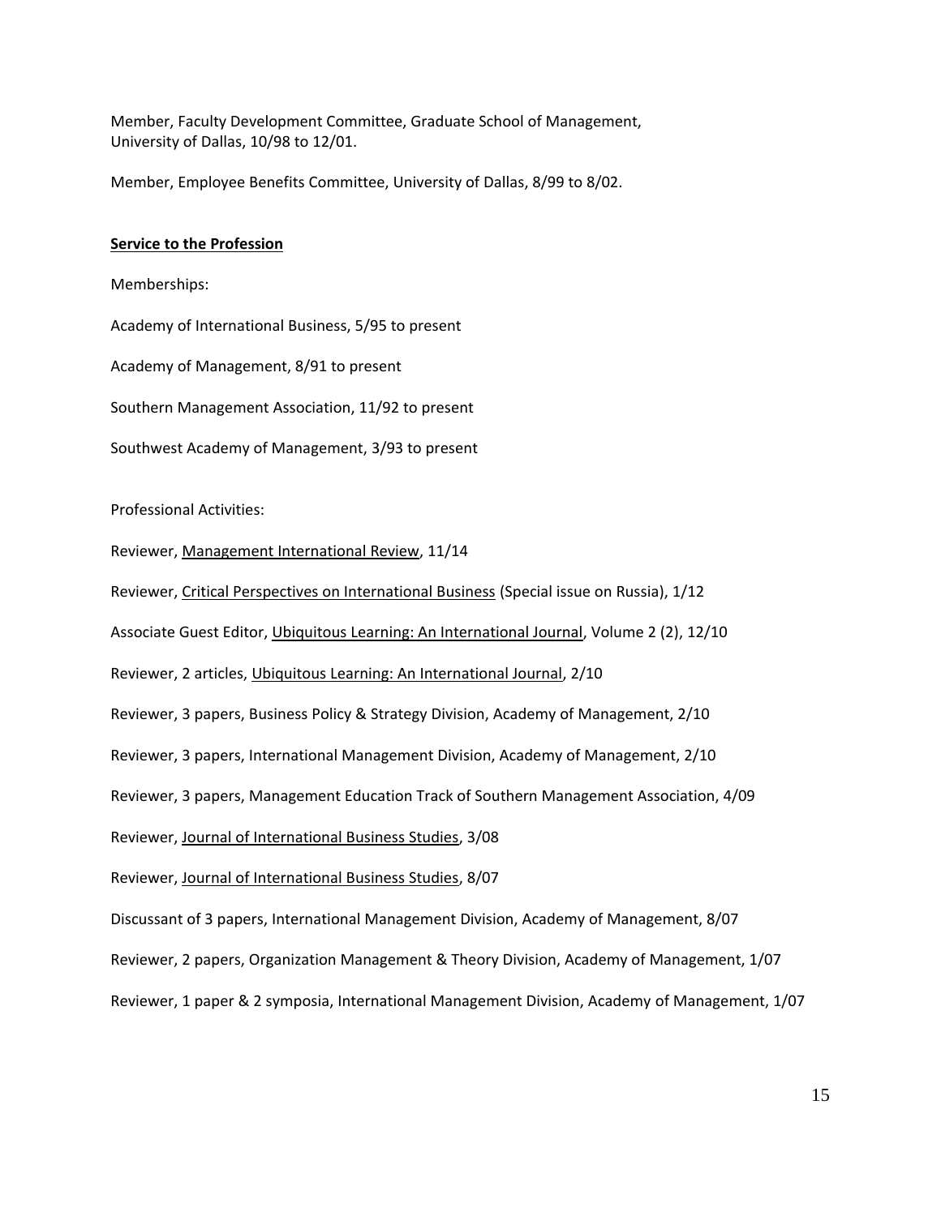Member, Faculty Development Committee, Graduate School of Management, University of Dallas, 10/98 to 12/01.

Member, Employee Benefits Committee, University of Dallas, 8/99 to 8/02.

**Service to the Profession**

Memberships:

Academy of International Business, 5/95 to present

Academy of Management, 8/91 to present

Southern Management Association, 11/92 to present

Southwest Academy of Management, 3/93 to present

Professional Activities:

Reviewer, Management International Review, 11/14

Reviewer, Critical Perspectives on International Business (Special issue on Russia), 1/12

Associate Guest Editor, Ubiquitous Learning: An International Journal, Volume 2 (2), 12/10

Reviewer, 2 articles, Ubiquitous Learning: An International Journal, 2/10

Reviewer, 3 papers, Business Policy & Strategy Division, Academy of Management, 2/10

Reviewer, 3 papers, International Management Division, Academy of Management, 2/10

Reviewer, 3 papers, Management Education Track of Southern Management Association, 4/09

Reviewer, Journal of International Business Studies, 3/08

Reviewer, Journal of International Business Studies, 8/07

Discussant of 3 papers, International Management Division, Academy of Management, 8/07

Reviewer, 2 papers, Organization Management & Theory Division, Academy of Management, 1/07

Reviewer, 1 paper & 2 symposia, International Management Division, Academy of Management, 1/07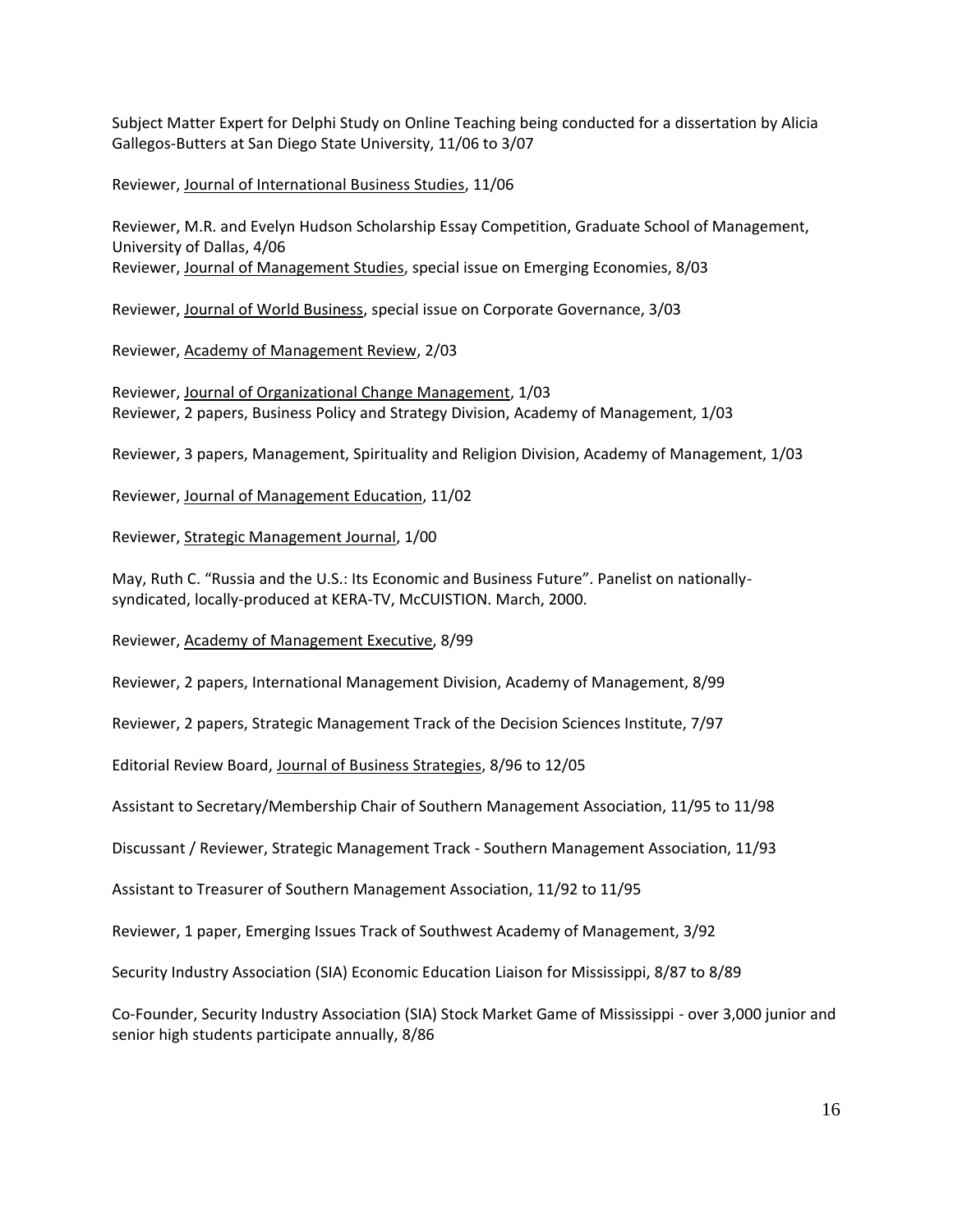Subject Matter Expert for Delphi Study on Online Teaching being conducted for a dissertation by Alicia Gallegos-Butters at San Diego State University, 11/06 to 3/07

Reviewer, Journal of International Business Studies, 11/06

Reviewer, M.R. and Evelyn Hudson Scholarship Essay Competition, Graduate School of Management, University of Dallas, 4/06

Reviewer, Journal of Management Studies, special issue on Emerging Economies, 8/03

Reviewer, Journal of World Business, special issue on Corporate Governance, 3/03

Reviewer, Academy of Management Review, 2/03

Reviewer, Journal of Organizational Change Management, 1/03

Reviewer, 2 papers, Business Policy and Strategy Division, Academy of Management, 1/03

Reviewer, 3 papers, Management, Spirituality and Religion Division, Academy of Management, 1/03

Reviewer, Journal of Management Education, 11/02

Reviewer, Strategic Management Journal, 1/00

May, Ruth C. "Russia and the U.S.: Its Economic and Business Future". Panelist on nationally-syndicated, locally-produced at KERA-TV, McCUISTION. March, 2000.

Reviewer, Academy of Management Executive, 8/99

Reviewer, 2 papers, International Management Division, Academy of Management, 8/99

Reviewer, 2 papers, Strategic Management Track of the Decision Sciences Institute, 7/97

Editorial Review Board, Journal of Business Strategies, 8/96 to 12/05

Assistant to Secretary/Membership Chair of Southern Management Association, 11/95 to 11/98

Discussant / Reviewer, Strategic Management Track - Southern Management Association, 11/93

Assistant to Treasurer of Southern Management Association, 11/92 to 11/95

Reviewer, 1 paper, Emerging Issues Track of Southwest Academy of Management, 3/92

Security Industry Association (SIA) Economic Education Liaison for Mississippi, 8/87 to 8/89

Co-Founder, Security Industry Association (SIA) Stock Market Game of Mississippi - over 3,000 junior and senior high students participate annually, 8/86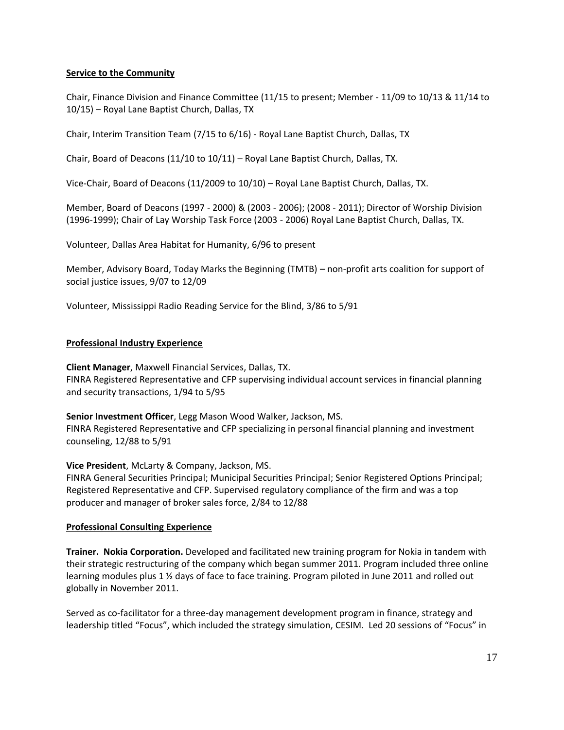## Service to the Community

Chair, Finance Division and Finance Committee (11/15 to present; Member - 11/09 to 10/13 & 11/14 to 10/15) – Royal Lane Baptist Church, Dallas, TX

Chair, Interim Transition Team (7/15 to 6/16) - Royal Lane Baptist Church, Dallas, TX

Chair, Board of Deacons (11/10 to 10/11) – Royal Lane Baptist Church, Dallas, TX.

Vice-Chair, Board of Deacons (11/2009 to 10/10) – Royal Lane Baptist Church, Dallas, TX.

Member, Board of Deacons (1997 - 2000) & (2003 - 2006); (2008 - 2011); Director of Worship Division (1996-1999); Chair of Lay Worship Task Force (2003 - 2006) Royal Lane Baptist Church, Dallas, TX.

Volunteer, Dallas Area Habitat for Humanity, 6/96 to present

Member, Advisory Board, Today Marks the Beginning (TMTB) – non-profit arts coalition for support of social justice issues, 9/07 to 12/09

Volunteer, Mississippi Radio Reading Service for the Blind, 3/86 to 5/91

## Professional Industry Experience

**Client Manager**, Maxwell Financial Services, Dallas, TX.
FINRA Registered Representative and CFP supervising individual account services in financial planning and security transactions, 1/94 to 5/95

**Senior Investment Officer**, Legg Mason Wood Walker, Jackson, MS.
FINRA Registered Representative and CFP specializing in personal financial planning and investment counseling, 12/88 to 5/91

**Vice President**, McLarty & Company, Jackson, MS.
FINRA General Securities Principal; Municipal Securities Principal; Senior Registered Options Principal; Registered Representative and CFP. Supervised regulatory compliance of the firm and was a top producer and manager of broker sales force, 2/84 to 12/88

## Professional Consulting Experience

**Trainer. Nokia Corporation.** Developed and facilitated new training program for Nokia in tandem with their strategic restructuring of the company which began summer 2011. Program included three online learning modules plus 1 ½ days of face to face training. Program piloted in June 2011 and rolled out globally in November 2011.

Served as co-facilitator for a three-day management development program in finance, strategy and leadership titled "Focus", which included the strategy simulation, CESIM. Led 20 sessions of "Focus" in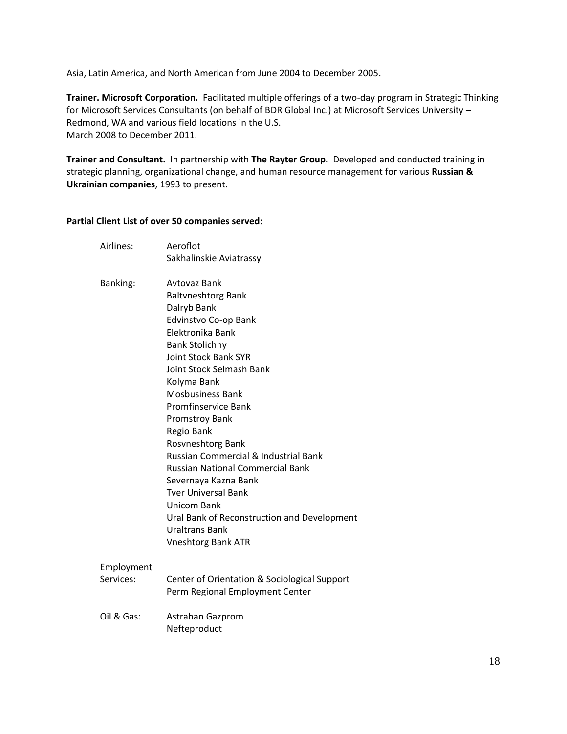Asia, Latin America, and North American from June 2004 to December 2005.

**Trainer. Microsoft Corporation.** Facilitated multiple offerings of a two-day program in Strategic Thinking for Microsoft Services Consultants (on behalf of BDR Global Inc.) at Microsoft Services University – Redmond, WA and various field locations in the U.S.
March 2008 to December 2011.

**Trainer and Consultant.** In partnership with **The Rayter Group.** Developed and conducted training in strategic planning, organizational change, and human resource management for various **Russian & Ukrainian companies**, 1993 to present.

**Partial Client List of over 50 companies served:**

| | |
|---|---|
| Airlines: | Aeroflot |
| | Sakhalinskie Aviatrassy |
| Banking: | Avtovaz Bank |
| | Baltvneshtorg Bank |
| | Dalryb Bank |
| | Edvinstvo Co-op Bank |
| | Elektronika Bank |
| | Bank Stolichny |
| | Joint Stock Bank SYR |
| | Joint Stock Selmash Bank |
| | Kolyma Bank |
| | Mosbusiness Bank |
| | Promfinservice Bank |
| | Promstroy Bank |
| | Regio Bank |
| | Rosvneshtorg Bank |
| | Russian Commercial & Industrial Bank |
| | Russian National Commercial Bank |
| | Severnaya Kazna Bank |
| | Tver Universal Bank |
| | Unicom Bank |
| | Ural Bank of Reconstruction and Development |
| | Uraltrans Bank |
| | Vneshtorg Bank ATR |
| Employment Services: | Center of Orientation & Sociological Support |
| | Perm Regional Employment Center |
| Oil & Gas: | Astrahan Gazprom |
| | Nefteproduct |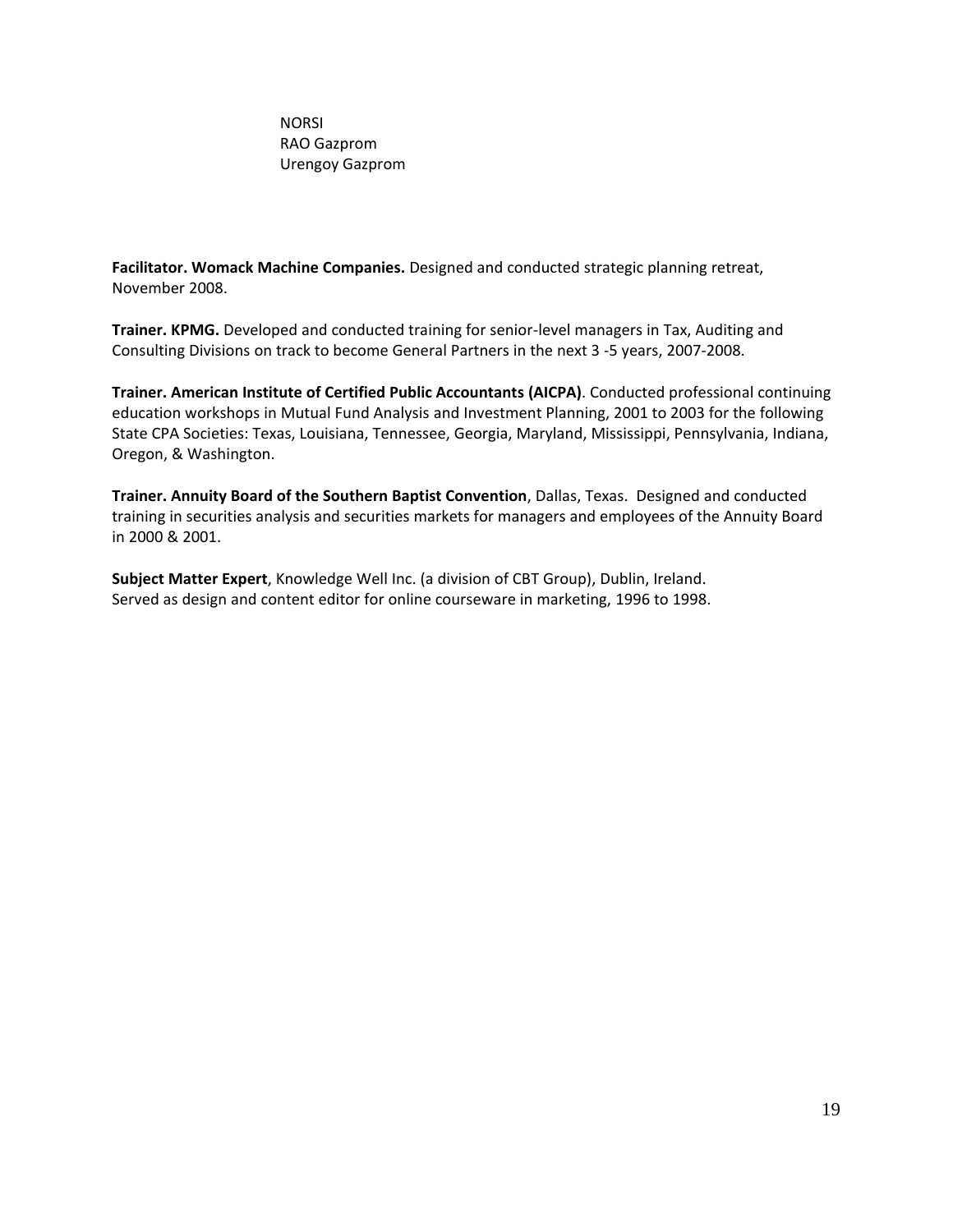NORSI
RAO Gazprom
Urengoy Gazprom

**Facilitator. Womack Machine Companies.** Designed and conducted strategic planning retreat, November 2008.

**Trainer. KPMG.** Developed and conducted training for senior-level managers in Tax, Auditing and Consulting Divisions on track to become General Partners in the next 3 -5 years, 2007-2008.

**Trainer. American Institute of Certified Public Accountants (AICPA)**. Conducted professional continuing education workshops in Mutual Fund Analysis and Investment Planning, 2001 to 2003 for the following State CPA Societies: Texas, Louisiana, Tennessee, Georgia, Maryland, Mississippi, Pennsylvania, Indiana, Oregon, & Washington.

**Trainer. Annuity Board of the Southern Baptist Convention**, Dallas, Texas. Designed and conducted training in securities analysis and securities markets for managers and employees of the Annuity Board in 2000 & 2001.

**Subject Matter Expert**, Knowledge Well Inc. (a division of CBT Group), Dublin, Ireland.
Served as design and content editor for online courseware in marketing, 1996 to 1998.